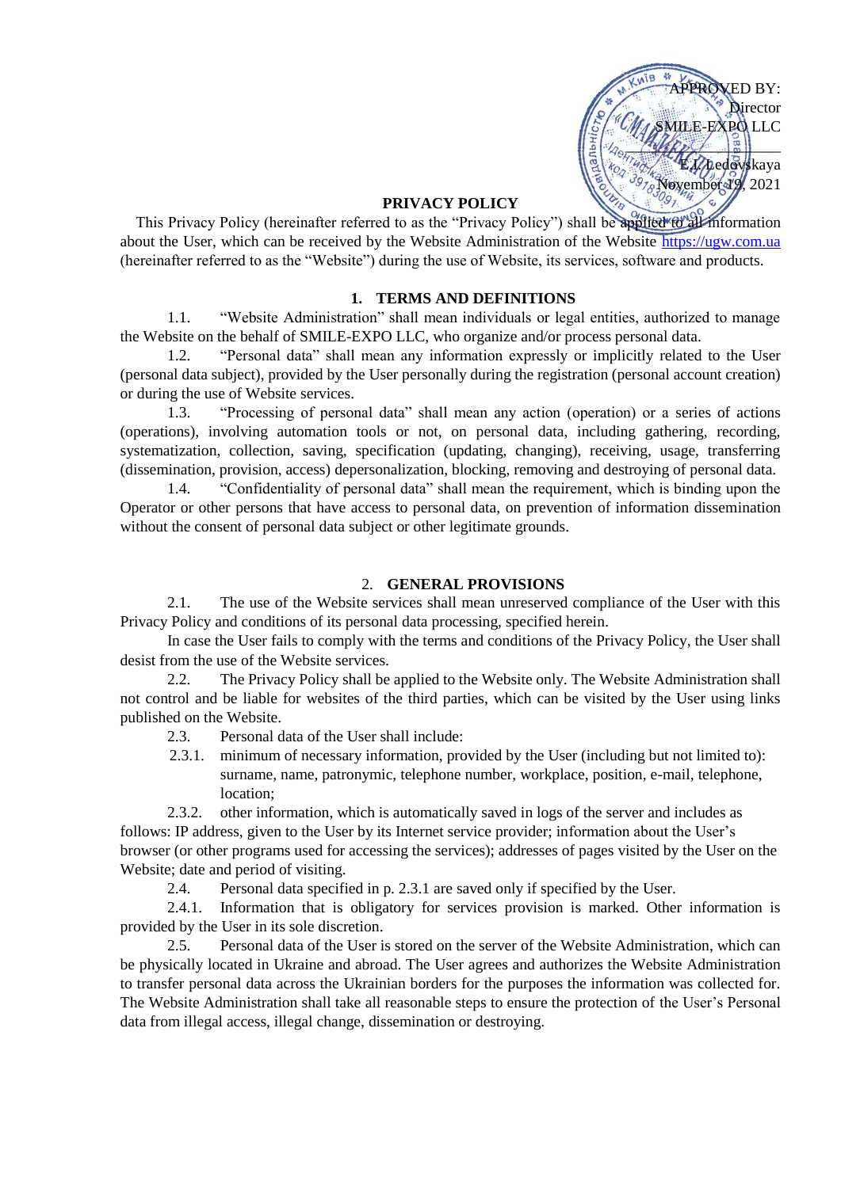APPROVED BY:
Director
SMILE-EXPO LLC
_______________
E.I. Ledovskaya
November 19, 2021

# PRIVACY POLICY

This Privacy Policy (hereinafter referred to as the "Privacy Policy") shall be applied to all information about the User, which can be received by the Website Administration of the Website https://ugw.com.ua (hereinafter referred to as the "Website") during the use of Website, its services, software and products.

## 1. TERMS AND DEFINITIONS

1.1. "Website Administration" shall mean individuals or legal entities, authorized to manage the Website on the behalf of SMILE-EXPO LLC, who organize and/or process personal data.

1.2. "Personal data" shall mean any information expressly or implicitly related to the User (personal data subject), provided by the User personally during the registration (personal account creation) or during the use of Website services.

1.3. "Processing of personal data" shall mean any action (operation) or a series of actions (operations), involving automation tools or not, on personal data, including gathering, recording, systematization, collection, saving, specification (updating, changing), receiving, usage, transferring (dissemination, provision, access) depersonalization, blocking, removing and destroying of personal data.

1.4. "Confidentiality of personal data" shall mean the requirement, which is binding upon the Operator or other persons that have access to personal data, on prevention of information dissemination without the consent of personal data subject or other legitimate grounds.

## 2. GENERAL PROVISIONS

2.1. The use of the Website services shall mean unreserved compliance of the User with this Privacy Policy and conditions of its personal data processing, specified herein.

In case the User fails to comply with the terms and conditions of the Privacy Policy, the User shall desist from the use of the Website services.

2.2. The Privacy Policy shall be applied to the Website only. The Website Administration shall not control and be liable for websites of the third parties, which can be visited by the User using links published on the Website.

2.3. Personal data of the User shall include:

2.3.1. minimum of necessary information, provided by the User (including but not limited to): surname, name, patronymic, telephone number, workplace, position, e-mail, telephone, location;

2.3.2. other information, which is automatically saved in logs of the server and includes as follows: IP address, given to the User by its Internet service provider; information about the User's browser (or other programs used for accessing the services); addresses of pages visited by the User on the Website; date and period of visiting.

2.4. Personal data specified in p. 2.3.1 are saved only if specified by the User.

2.4.1. Information that is obligatory for services provision is marked. Other information is provided by the User in its sole discretion.

2.5. Personal data of the User is stored on the server of the Website Administration, which can be physically located in Ukraine and abroad. The User agrees and authorizes the Website Administration to transfer personal data across the Ukrainian borders for the purposes the information was collected for. The Website Administration shall take all reasonable steps to ensure the protection of the User's Personal data from illegal access, illegal change, dissemination or destroying.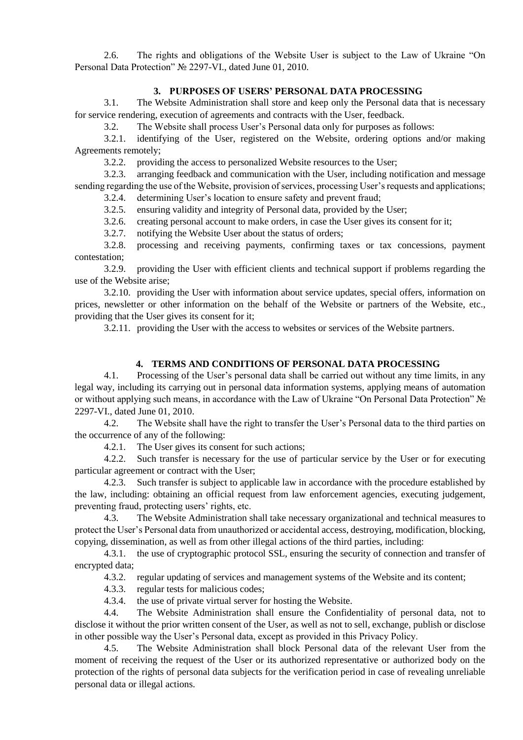2.6. The rights and obligations of the Website User is subject to the Law of Ukraine "On Personal Data Protection" № 2297-VI., dated June 01, 2010.

## 3. PURPOSES OF USERS' PERSONAL DATA PROCESSING

3.1. The Website Administration shall store and keep only the Personal data that is necessary for service rendering, execution of agreements and contracts with the User, feedback.

3.2. The Website shall process User's Personal data only for purposes as follows:

3.2.1. identifying of the User, registered on the Website, ordering options and/or making Agreements remotely;

3.2.2. providing the access to personalized Website resources to the User;

3.2.3. arranging feedback and communication with the User, including notification and message sending regarding the use of the Website, provision of services, processing User's requests and applications;

3.2.4. determining User's location to ensure safety and prevent fraud;

3.2.5. ensuring validity and integrity of Personal data, provided by the User;

3.2.6. creating personal account to make orders, in case the User gives its consent for it;

3.2.7. notifying the Website User about the status of orders;

3.2.8. processing and receiving payments, confirming taxes or tax concessions, payment contestation;

3.2.9. providing the User with efficient clients and technical support if problems regarding the use of the Website arise;

3.2.10. providing the User with information about service updates, special offers, information on prices, newsletter or other information on the behalf of the Website or partners of the Website, etc., providing that the User gives its consent for it;

3.2.11. providing the User with the access to websites or services of the Website partners.

## 4. TERMS AND CONDITIONS OF PERSONAL DATA PROCESSING

4.1. Processing of the User's personal data shall be carried out without any time limits, in any legal way, including its carrying out in personal data information systems, applying means of automation or without applying such means, in accordance with the Law of Ukraine "On Personal Data Protection" № 2297-VI., dated June 01, 2010.

4.2. The Website shall have the right to transfer the User's Personal data to the third parties on the occurrence of any of the following:

4.2.1. The User gives its consent for such actions;

4.2.2. Such transfer is necessary for the use of particular service by the User or for executing particular agreement or contract with the User;

4.2.3. Such transfer is subject to applicable law in accordance with the procedure established by the law, including: obtaining an official request from law enforcement agencies, executing judgement, preventing fraud, protecting users' rights, etc.

4.3. The Website Administration shall take necessary organizational and technical measures to protect the User's Personal data from unauthorized or accidental access, destroying, modification, blocking, copying, dissemination, as well as from other illegal actions of the third parties, including:

4.3.1. the use of cryptographic protocol SSL, ensuring the security of connection and transfer of encrypted data;

4.3.2. regular updating of services and management systems of the Website and its content;

4.3.3. regular tests for malicious codes;

4.3.4. the use of private virtual server for hosting the Website.

4.4. The Website Administration shall ensure the Confidentiality of personal data, not to disclose it without the prior written consent of the User, as well as not to sell, exchange, publish or disclose in other possible way the User's Personal data, except as provided in this Privacy Policy.

4.5. The Website Administration shall block Personal data of the relevant User from the moment of receiving the request of the User or its authorized representative or authorized body on the protection of the rights of personal data subjects for the verification period in case of revealing unreliable personal data or illegal actions.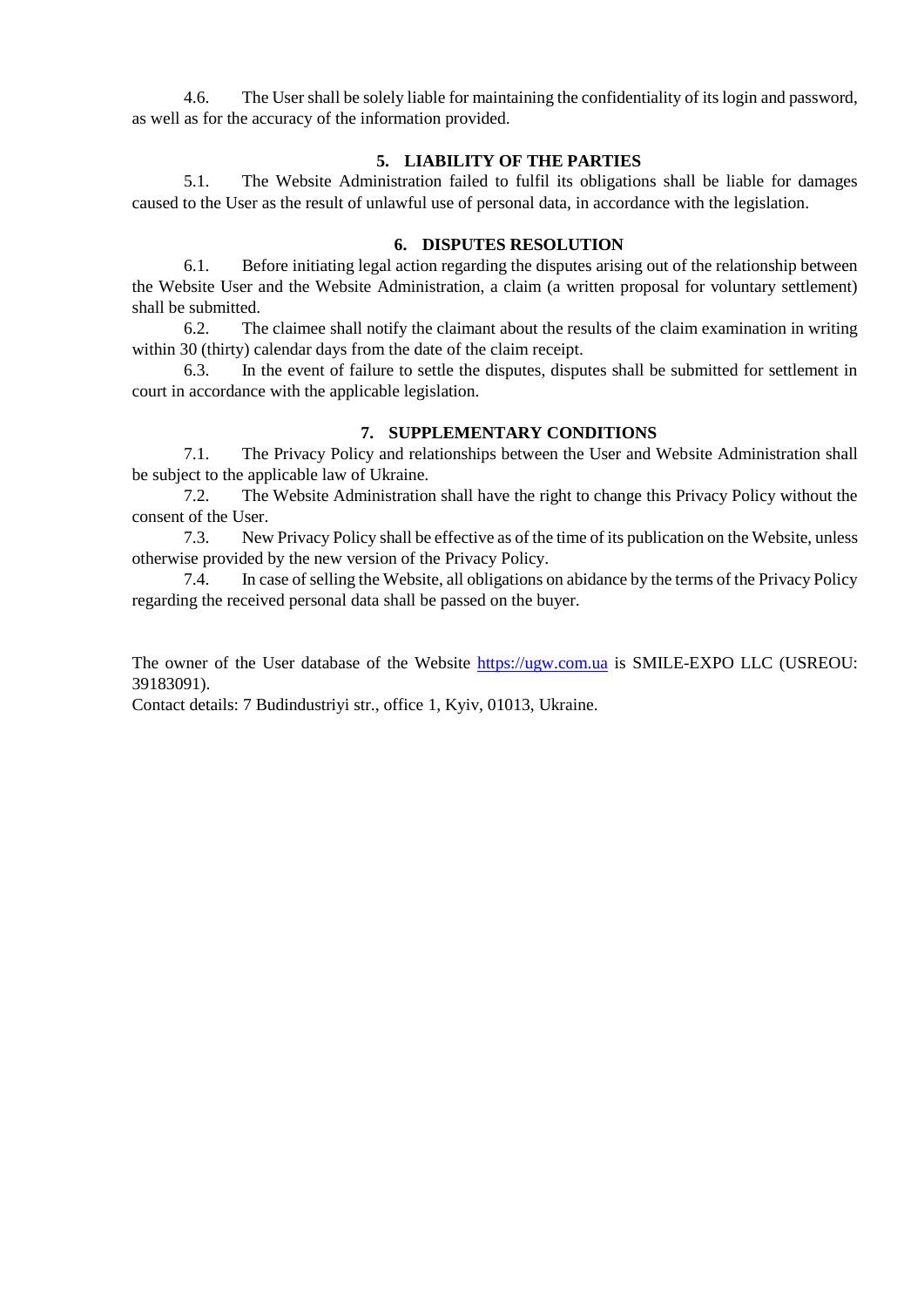4.6. The User shall be solely liable for maintaining the confidentiality of its login and password, as well as for the accuracy of the information provided.

## 5. LIABILITY OF THE PARTIES

5.1. The Website Administration failed to fulfil its obligations shall be liable for damages caused to the User as the result of unlawful use of personal data, in accordance with the legislation.

## 6. DISPUTES RESOLUTION

6.1. Before initiating legal action regarding the disputes arising out of the relationship between the Website User and the Website Administration, a claim (a written proposal for voluntary settlement) shall be submitted.

6.2. The claimee shall notify the claimant about the results of the claim examination in writing within 30 (thirty) calendar days from the date of the claim receipt.

6.3. In the event of failure to settle the disputes, disputes shall be submitted for settlement in court in accordance with the applicable legislation.

## 7. SUPPLEMENTARY CONDITIONS

7.1. The Privacy Policy and relationships between the User and Website Administration shall be subject to the applicable law of Ukraine.

7.2. The Website Administration shall have the right to change this Privacy Policy without the consent of the User.

7.3. New Privacy Policy shall be effective as of the time of its publication on the Website, unless otherwise provided by the new version of the Privacy Policy.

7.4. In case of selling the Website, all obligations on abidance by the terms of the Privacy Policy regarding the received personal data shall be passed on the buyer.

The owner of the User database of the Website https://ugw.com.ua is SMILE-EXPO LLC (USREOU: 39183091).
Contact details: 7 Budindustriyi str., office 1, Kyiv, 01013, Ukraine.